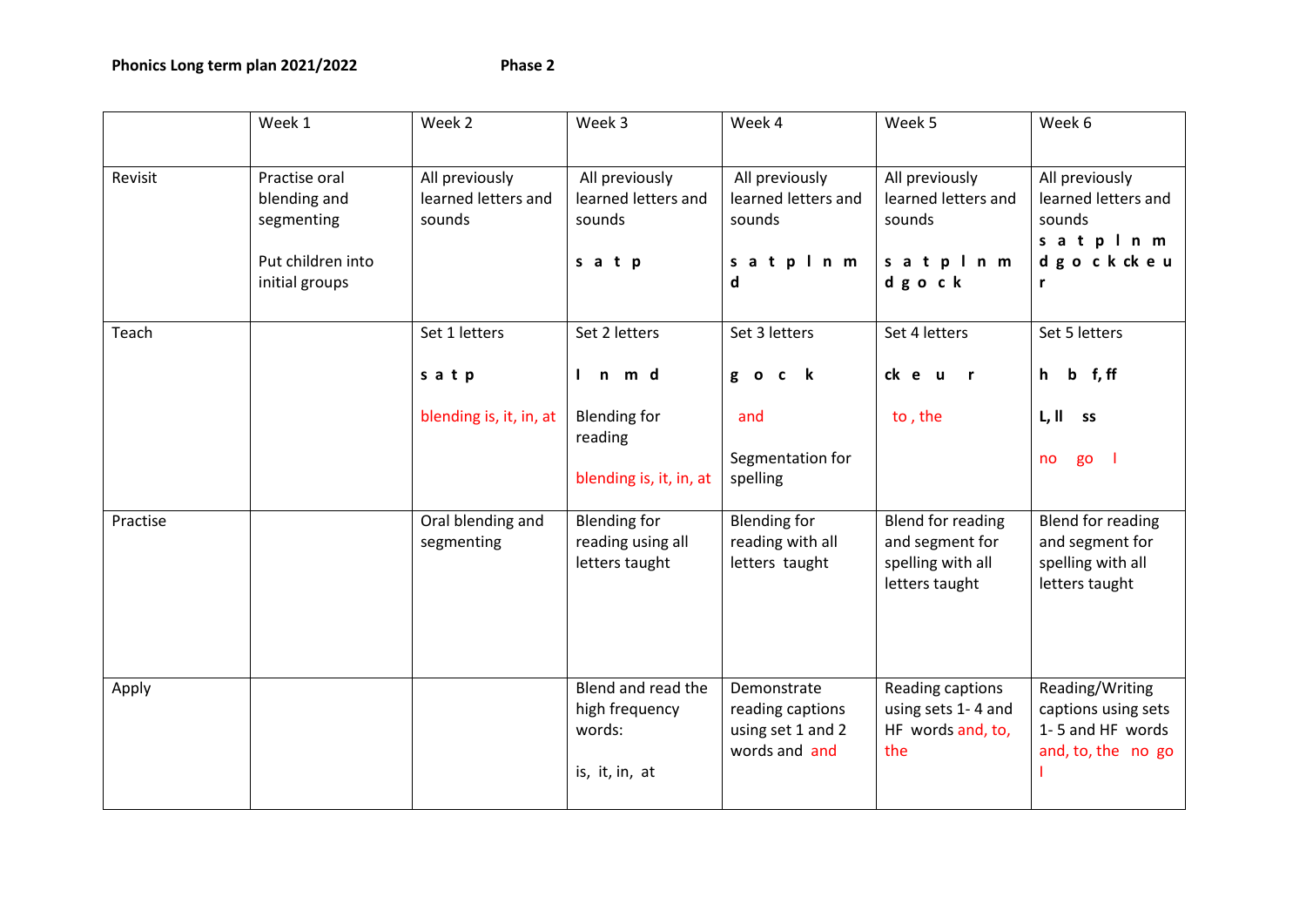**Phonics Long term plan 2021/2022** **Phase 2**

| | Week 1 | Week 2 | Week 3 | Week 4 | Week 5 | Week 6 |
|---|---|---|---|---|---|---|
| Revisit | Practise oral blending and segmenting<br><br>Put children into initial groups | All previously learned letters and sounds | All previously learned letters and sounds<br><br>**s a t p** | All previously learned letters and sounds<br><br>**s a t p l n m d** | All previously learned letters and sounds<br><br>**s a t p l n m d g o c k** | All previously learned letters and sounds<br>**s a t p l n m d g o c k ck e u r** |
| Teach | | Set 1 letters<br><br>**s a t p**<br><br>blending is, it, in, at | Set 2 letters<br><br>**l n m d**<br><br>Blending for reading<br><br>blending is, it, in, at | Set 3 letters<br><br>**g o c k**<br><br>and<br><br>Segmentation for spelling | Set 4 letters<br><br>**ck e u r**<br><br>to , the | Set 5 letters<br><br>**h b f, ff**<br><br>**L, ll ss**<br><br>no go I |
| Practise | | Oral blending and segmenting | Blending for reading using all letters taught | Blending for reading with all letters taught | Blend for reading and segment for spelling with all letters taught | Blend for reading and segment for spelling with all letters taught |
| Apply | | | Blend and read the high frequency words:<br><br>is, it, in, at | Demonstrate reading captions using set 1 and 2 words and and | Reading captions using sets 1- 4 and HF words and, to, the | Reading/Writing captions using sets 1- 5 and HF words and, to, the no go I |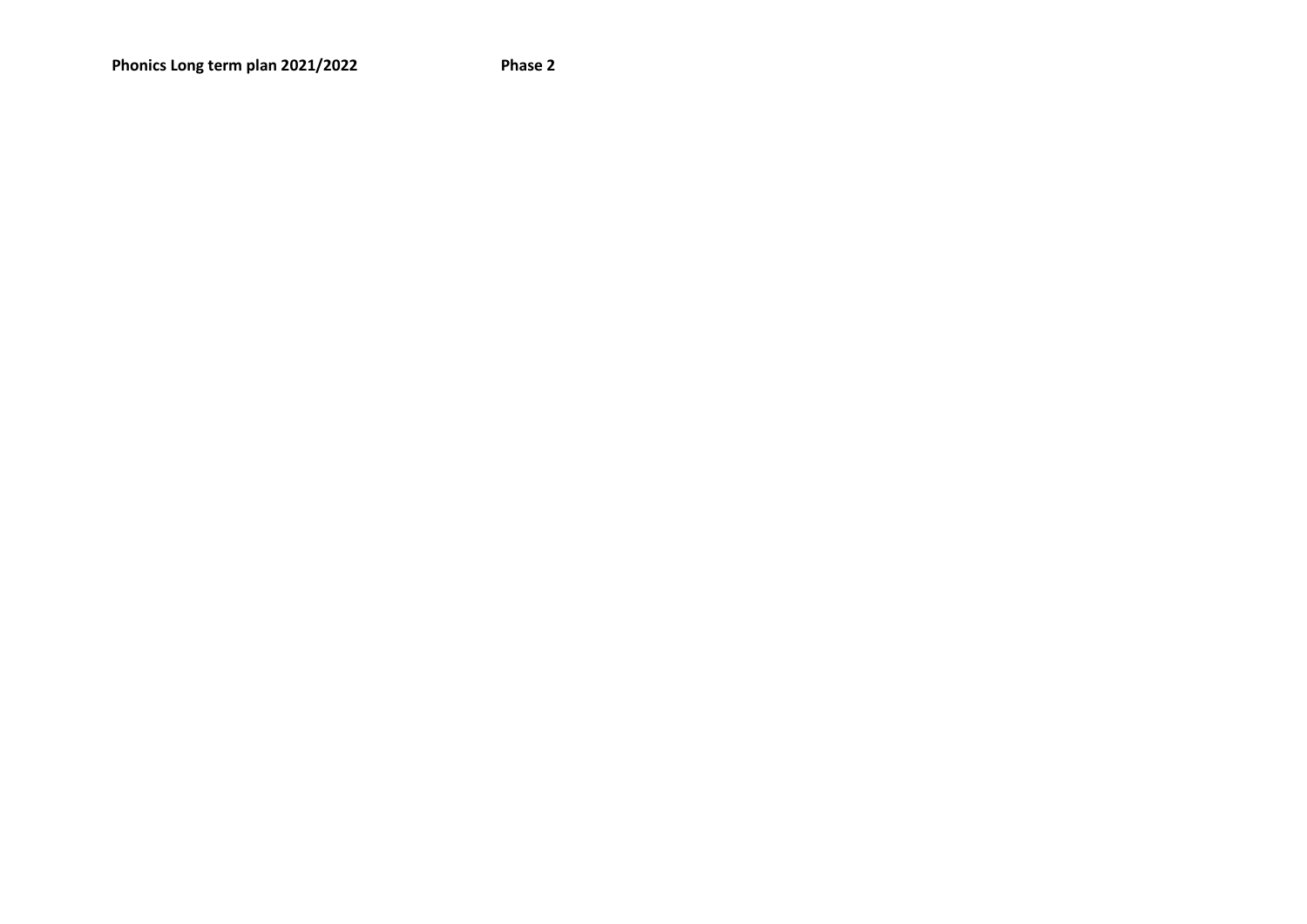**Phonics Long term plan 2021/2022** **Phase 2**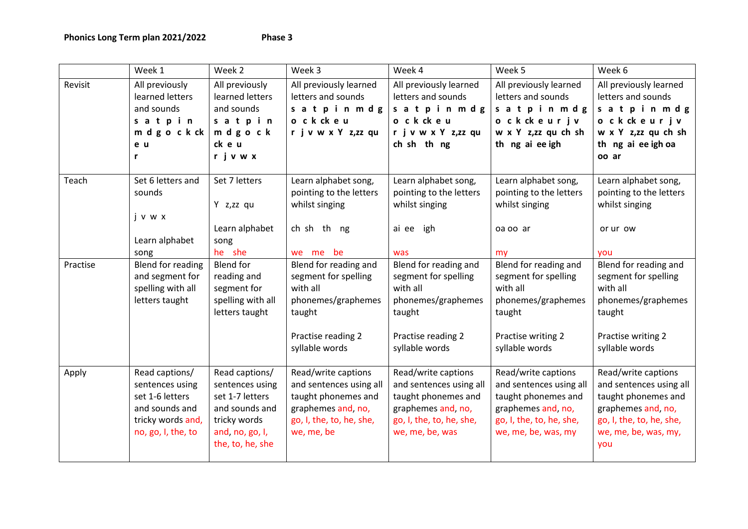**Phonics Long Term plan 2021/2022** **Phase 3**

| | Week 1 | Week 2 | Week 3 | Week 4 | Week 5 | Week 6 |
|---|---|---|---|---|---|---|
| Revisit | All previously learned letters and sounds **s a t p i n m d g o c k ck e u r** | All previously learned letters and sounds **s a t p i n m d g o c k ck e u r j v w x** | All previously learned letters and sounds **s a t p i n m d g o c k ck e u r j v w x Y z,zz qu** | All previously learned letters and sounds **s a t p i n m d g o c k ck e u r j v w x Y z,zz qu ch sh th ng** | All previously learned letters and sounds **s a t p i n m d g o c k ck e u r j v w x Y z,zz qu ch sh th ng ai ee igh** | All previously learned letters and sounds **s a t p i n m d g o c k ck e u r j v w x Y z,zz qu ch sh th ng ai ee igh oa oo ar** |
| Teach | Set 6 letters and sounds<br>j v w x<br>Learn alphabet song | Set 7 letters<br>Y z,zz qu<br>Learn alphabet song<br>he she | Learn alphabet song, pointing to the letters whilst singing<br>ch sh th ng<br>we me be | Learn alphabet song, pointing to the letters whilst singing<br>ai ee igh<br>was | Learn alphabet song, pointing to the letters whilst singing<br>oa oo ar<br>my | Learn alphabet song, pointing to the letters whilst singing<br>or ur ow<br>you |
| Practise | Blend for reading and segment for spelling with all letters taught | Blend for reading and segment for spelling with all letters taught | Blend for reading and segment for spelling with all phonemes/graphemes taught<br>Practise reading 2 syllable words | Blend for reading and segment for spelling with all phonemes/graphemes taught<br>Practise reading 2 syllable words | Blend for reading and segment for spelling with all phonemes/graphemes taught<br>Practise writing 2 syllable words | Blend for reading and segment for spelling with all phonemes/graphemes taught<br>Practise writing 2 syllable words |
| Apply | Read captions/ sentences using set 1-6 letters and sounds and tricky words and, no, go, I, the, to | Read captions/ sentences using set 1-7 letters and sounds and tricky words and, no, go, I, the, to, he, she | Read/write captions and sentences using all taught phonemes and graphemes and, no, go, I, the, to, he, she, we, me, be | Read/write captions and sentences using all taught phonemes and graphemes and, no, go, I, the, to, he, she, we, me, be, was | Read/write captions and sentences using all taught phonemes and graphemes and, no, go, I, the, to, he, she, we, me, be, was, my | Read/write captions and sentences using all taught phonemes and graphemes and, no, go, I, the, to, he, she, we, me, be, was, my, you |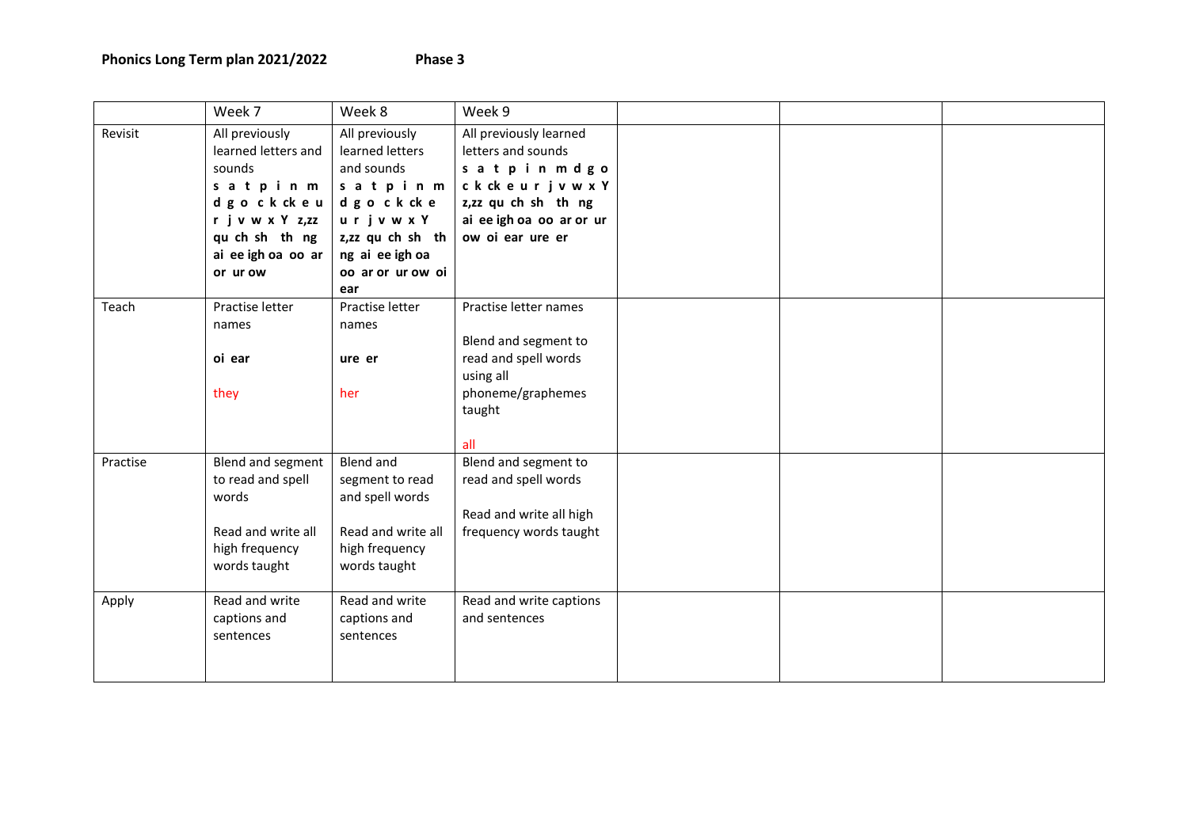**Phonics Long Term plan 2021/2022** **Phase 3**

| | Week 7 | Week 8 | Week 9 | | | |
|---|---|---|---|---|---|---|
| Revisit | All previously learned letters and sounds **s a t p i n m d g o c k ck e u r j v w x Y z,zz qu ch sh th ng ai ee igh oa oo ar or ur ow** | All previously learned letters and sounds **s a t p i n m d g o c k ck e u r j v w x Y z,zz qu ch sh th ng ai ee igh oa oo ar or ur ow oi ear** | All previously learned letters and sounds **s a t p i n m d g o c k ck e u r j v w x Y z,zz qu ch sh th ng ai ee igh oa oo ar or ur ow oi ear ure er** | | | |
| Teach | Practise letter names<br><br>**oi ear**<br><br>they | Practise letter names<br><br>**ure er**<br><br>her | Practise letter names<br><br>Blend and segment to read and spell words using all phoneme/graphemes taught<br><br>all | | | |
| Practise | Blend and segment to read and spell words<br><br>Read and write all high frequency words taught | Blend and segment to read and spell words<br><br>Read and write all high frequency words taught | Blend and segment to read and spell words<br><br>Read and write all high frequency words taught | | | |
| Apply | Read and write captions and sentences | Read and write captions and sentences | Read and write captions and sentences | | | |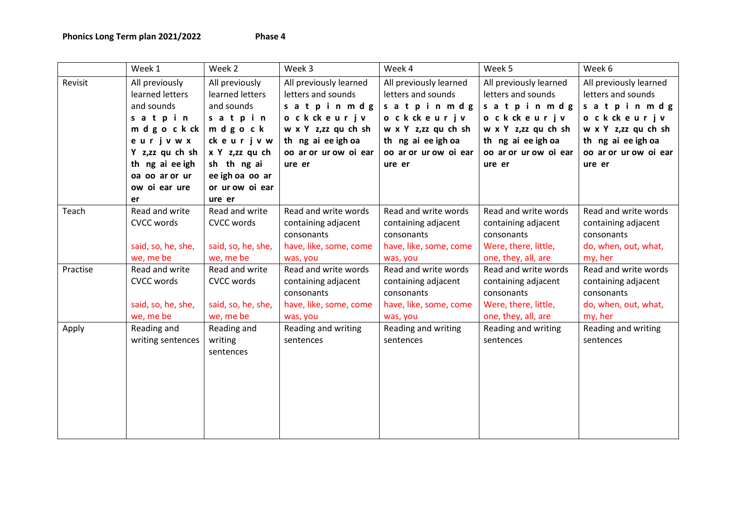**Phonics Long Term plan 2021/2022** **Phase 4**

| | Week 1 | Week 2 | Week 3 | Week 4 | Week 5 | Week 6 |
|---|---|---|---|---|---|---|
| Revisit | All previously learned letters and sounds **s a t p i n m d g o c k ck e u r j v w x Y z,zz qu ch sh th ng ai ee igh oa oo ar or ur ow oi ear ure er** | All previously learned letters and sounds **s a t p i n m d g o c k ck e u r j v w x Y z,zz qu ch sh th ng ai ee igh oa oo ar or ur ow oi ear ure er** | All previously learned letters and sounds **s a t p i n m d g o c k ck e u r j v w x Y z,zz qu ch sh th ng ai ee igh oa oo ar or ur ow oi ear ure er** | All previously learned letters and sounds **s a t p i n m d g o c k ck e u r j v w x Y z,zz qu ch sh th ng ai ee igh oa oo ar or ur ow oi ear ure er** | All previously learned letters and sounds **s a t p i n m d g o c k ck e u r j v w x Y z,zz qu ch sh th ng ai ee igh oa oo ar or ur ow oi ear ure er** | All previously learned letters and sounds **s a t p i n m d g o c k ck e u r j v w x Y z,zz qu ch sh th ng ai ee igh oa oo ar or ur ow oi ear ure er** |
| Teach | Read and write CVCC words<br><br>said, so, he, she, we, me be | Read and write CVCC words<br><br>said, so, he, she, we, me be | Read and write words containing adjacent consonants<br>have, like, some, come was, you | Read and write words containing adjacent consonants<br>have, like, some, come was, you | Read and write words containing adjacent consonants<br>Were, there, little, one, they, all, are | Read and write words containing adjacent consonants<br>do, when, out, what, my, her |
| Practise | Read and write CVCC words<br><br>said, so, he, she, we, me be | Read and write CVCC words<br><br>said, so, he, she, we, me be | Read and write words containing adjacent consonants<br>have, like, some, come was, you | Read and write words containing adjacent consonants<br>have, like, some, come was, you | Read and write words containing adjacent consonants<br>Were, there, little, one, they, all, are | Read and write words containing adjacent consonants<br>do, when, out, what, my, her |
| Apply | Reading and writing sentences | Reading and writing sentences | Reading and writing sentences | Reading and writing sentences | Reading and writing sentences | Reading and writing sentences |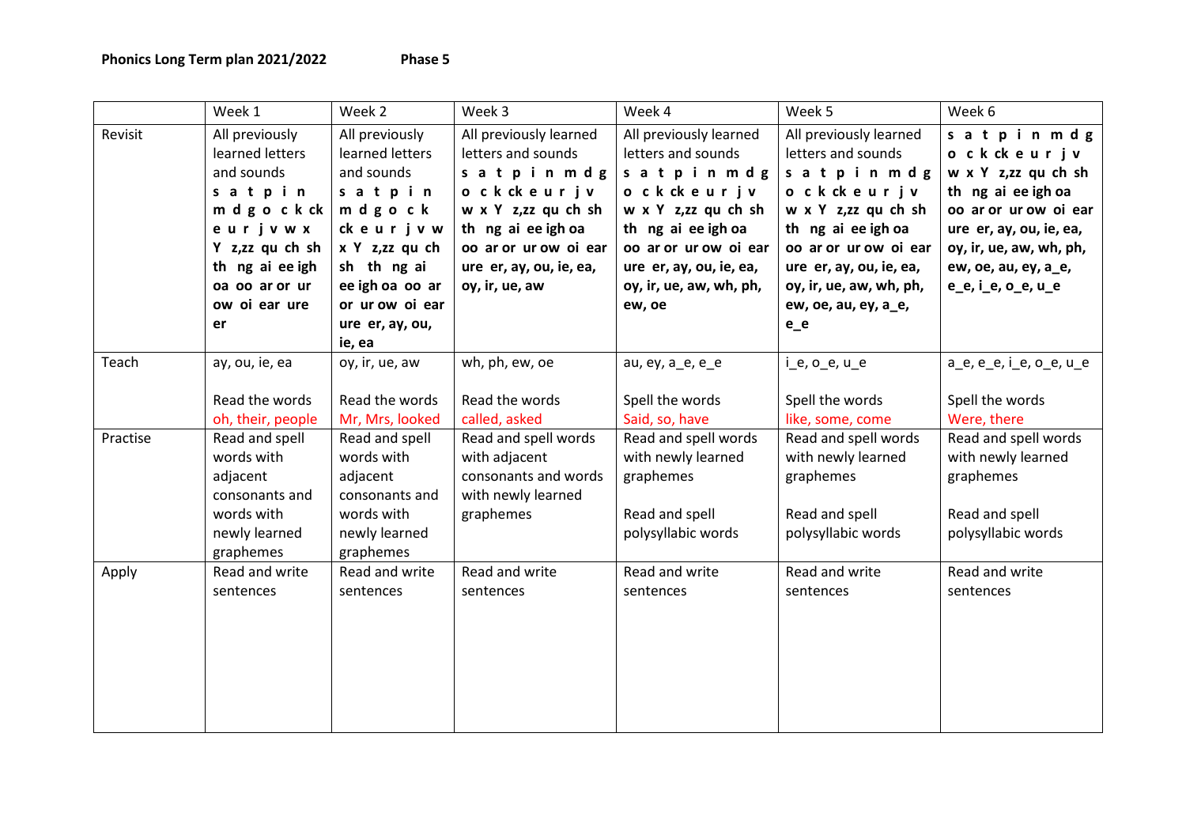**Phonics Long Term plan 2021/2022** **Phase 5**

| | Week 1 | Week 2 | Week 3 | Week 4 | Week 5 | Week 6 |
|---|---|---|---|---|---|---|
| Revisit | All previously learned letters and sounds **s a t p i n m d g o c k ck e u r j v w x Y z,zz qu ch sh th ng ai ee igh oa oo ar or ur ow oi ear ure er** | All previously learned letters and sounds **s a t p i n m d g o c k ck e u r j v w x Y z,zz qu ch sh th ng ai ee igh oa oo ar or ur ow oi ear ure er, ay, ou, ie, ea** | All previously learned letters and sounds **s a t p i n m d g o c k ck e u r j v w x Y z,zz qu ch sh th ng ai ee igh oa oo ar or ur ow oi ear ure er, ay, ou, ie, ea, oy, ir, ue, aw** | All previously learned letters and sounds **s a t p i n m d g o c k ck e u r j v w x Y z,zz qu ch sh th ng ai ee igh oa oo ar or ur ow oi ear ure er, ay, ou, ie, ea, oy, ir, ue, aw, wh, ph, ew, oe** | All previously learned letters and sounds **s a t p i n m d g o c k ck e u r j v w x Y z,zz qu ch sh th ng ai ee igh oa oo ar or ur ow oi ear ure er, ay, ou, ie, ea, oy, ir, ue, aw, wh, ph, ew, oe, au, ey, a_e, e_e** | **s a t p i n m d g o c k ck e u r j v w x Y z,zz qu ch sh th ng ai ee igh oa oo ar or ur ow oi ear ure er, ay, ou, ie, ea, oy, ir, ue, aw, wh, ph, ew, oe, au, ey, a_e, e_e, i_e, o_e, u_e** |
| Teach | ay, ou, ie, ea<br><br>Read the words<br>oh, their, people | oy, ir, ue, aw<br><br>Read the words<br>Mr, Mrs, looked | wh, ph, ew, oe<br><br>Read the words<br>called, asked | au, ey, a_e, e_e<br><br>Spell the words<br>Said, so, have | i_e, o_e, u_e<br><br>Spell the words<br>like, some, come | a_e, e_e, i_e, o_e, u_e<br><br>Spell the words<br>Were, there |
| Practise | Read and spell words with adjacent consonants and words with newly learned graphemes | Read and spell words with adjacent consonants and words with newly learned graphemes | Read and spell words with adjacent consonants and words with newly learned graphemes | Read and spell words with newly learned graphemes<br><br>Read and spell polysyllabic words | Read and spell words with newly learned graphemes<br><br>Read and spell polysyllabic words | Read and spell words with newly learned graphemes<br><br>Read and spell polysyllabic words |
| Apply | Read and write sentences | Read and write sentences | Read and write sentences | Read and write sentences | Read and write sentences | Read and write sentences |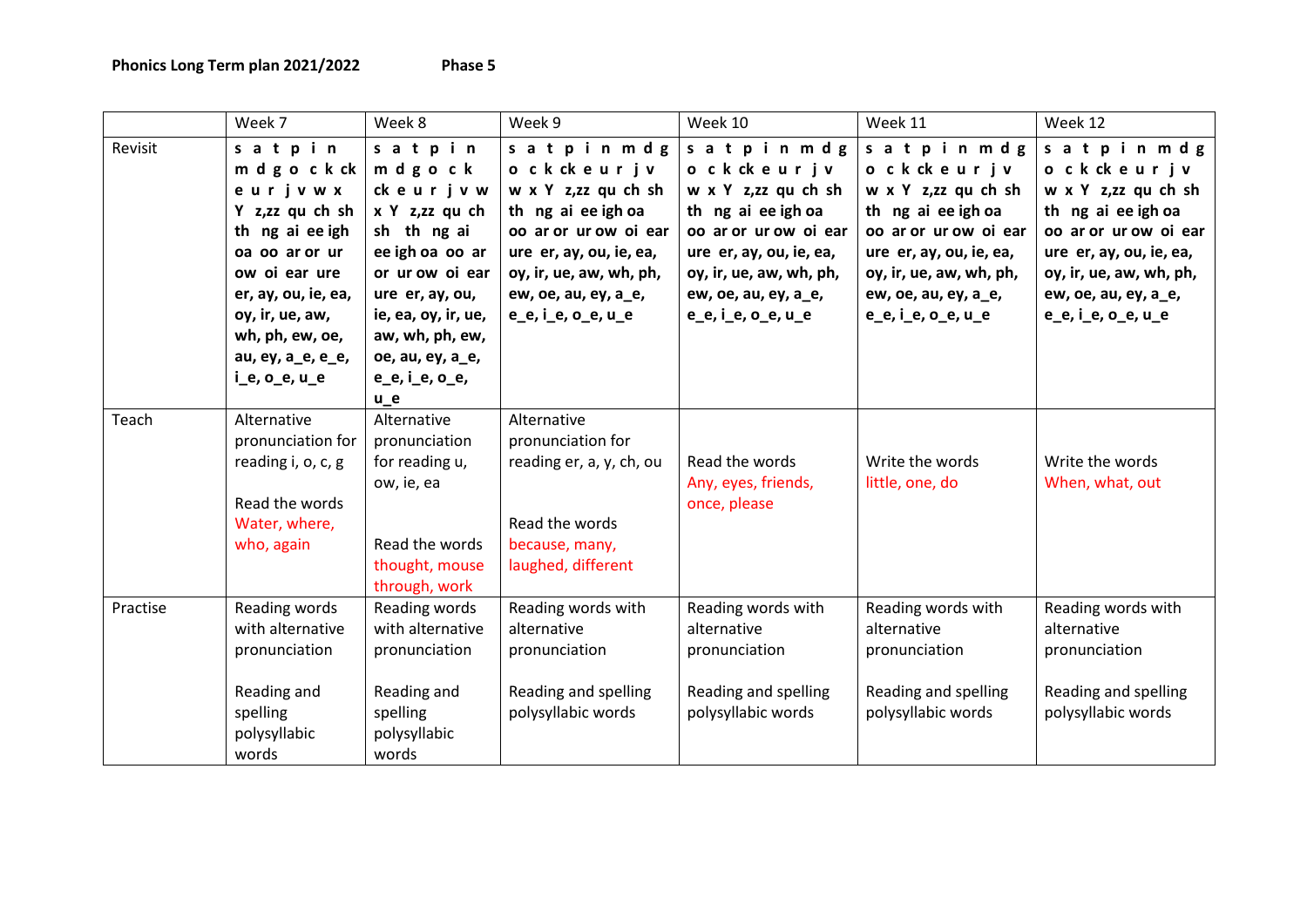**Phonics Long Term plan 2021/2022** **Phase 5**

| | Week 7 | Week 8 | Week 9 | Week 10 | Week 11 | Week 12 |
|---|---|---|---|---|---|---|
| Revisit | **s a t p i n m d g o c k ck e u r j v w x Y z,zz qu ch sh th ng ai ee igh oa oo ar or ur ow oi ear ure er, ay, ou, ie, ea, oy, ir, ue, aw, wh, ph, ew, oe, au, ey, a_e, e_e, i_e, o_e, u_e** | **s a t p i n m d g o c k ck e u r j v w x Y z,zz qu ch sh th ng ai ee igh oa oo ar or ur ow oi ear ure er, ay, ou, ie, ea, oy, ir, ue, aw, wh, ph, ew, oe, au, ey, a_e, e_e, i_e, o_e, u_e** | **s a t p i n m d g o c k ck e u r j v w x Y z,zz qu ch sh th ng ai ee igh oa oo ar or ur ow oi ear ure er, ay, ou, ie, ea, oy, ir, ue, aw, wh, ph, ew, oe, au, ey, a_e, e_e, i_e, o_e, u_e** | **s a t p i n m d g o c k ck e u r j v w x Y z,zz qu ch sh th ng ai ee igh oa oo ar or ur ow oi ear ure er, ay, ou, ie, ea, oy, ir, ue, aw, wh, ph, ew, oe, au, ey, a_e, e_e, i_e, o_e, u_e** | **s a t p i n m d g o c k ck e u r j v w x Y z,zz qu ch sh th ng ai ee igh oa oo ar or ur ow oi ear ure er, ay, ou, ie, ea, oy, ir, ue, aw, wh, ph, ew, oe, au, ey, a_e, e_e, i_e, o_e, u_e** | **s a t p i n m d g o c k ck e u r j v w x Y z,zz qu ch sh th ng ai ee igh oa oo ar or ur ow oi ear ure er, ay, ou, ie, ea, oy, ir, ue, aw, wh, ph, ew, oe, au, ey, a_e, e_e, i_e, o_e, u_e** |
| Teach | Alternative pronunciation for reading i, o, c, g<br><br>Read the words Water, where, who, again | Alternative pronunciation for reading u, ow, ie, ea<br><br>Read the words thought, mouse through, work | Alternative pronunciation for reading er, a, y, ch, ou<br><br>Read the words because, many, laughed, different | Read the words Any, eyes, friends, once, please | Write the words little, one, do | Write the words When, what, out |
| Practise | Reading words with alternative pronunciation<br><br>Reading and spelling polysyllabic words | Reading words with alternative pronunciation<br><br>Reading and spelling polysyllabic words | Reading words with alternative pronunciation<br><br>Reading and spelling polysyllabic words | Reading words with alternative pronunciation<br><br>Reading and spelling polysyllabic words | Reading words with alternative pronunciation<br><br>Reading and spelling polysyllabic words | Reading words with alternative pronunciation<br><br>Reading and spelling polysyllabic words |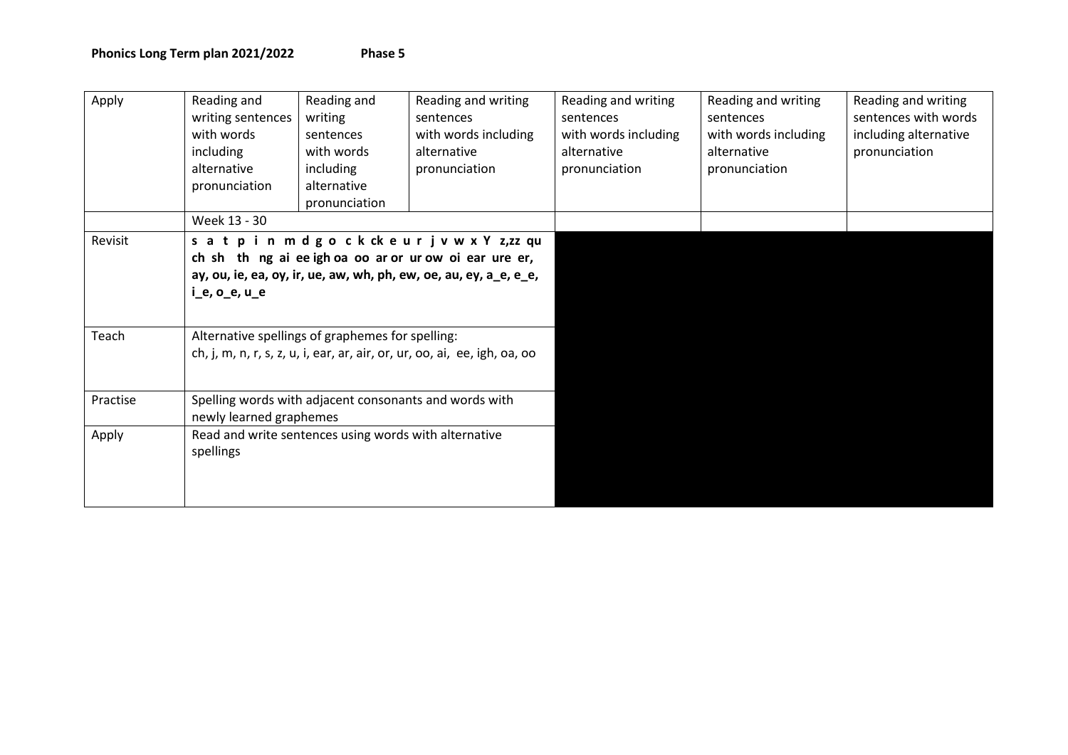**Phonics Long Term plan 2021/2022 Phase 5**

| | | | | | | |
|---|---|---|---|---|---|---|
| Apply | Reading and writing sentences with words including alternative pronunciation | Reading and writing sentences with words including alternative pronunciation | Reading and writing sentences with words including alternative pronunciation | Reading and writing sentences with words including alternative pronunciation | Reading and writing sentences with words including alternative pronunciation | Reading and writing sentences with words including alternative pronunciation |
| | Week 13 - 30 | | | | | |
| Revisit | **s a t p i n m d g o c k ck e u r j v w x Y z,zz qu ch sh th ng ai ee igh oa oo ar or ur ow oi ear ure er, ay, ou, ie, ea, oy, ir, ue, aw, wh, ph, ew, oe, au, ey, a_e, e_e, i_e, o_e, u_e** | | | | | |
| Teach | Alternative spellings of graphemes for spelling: ch, j, m, n, r, s, z, u, i, ear, ar, air, or, ur, oo, ai, ee, igh, oa, oo | | | | | |
| Practise | Spelling words with adjacent consonants and words with newly learned graphemes | | | | | |
| Apply | Read and write sentences using words with alternative spellings | | | | | |